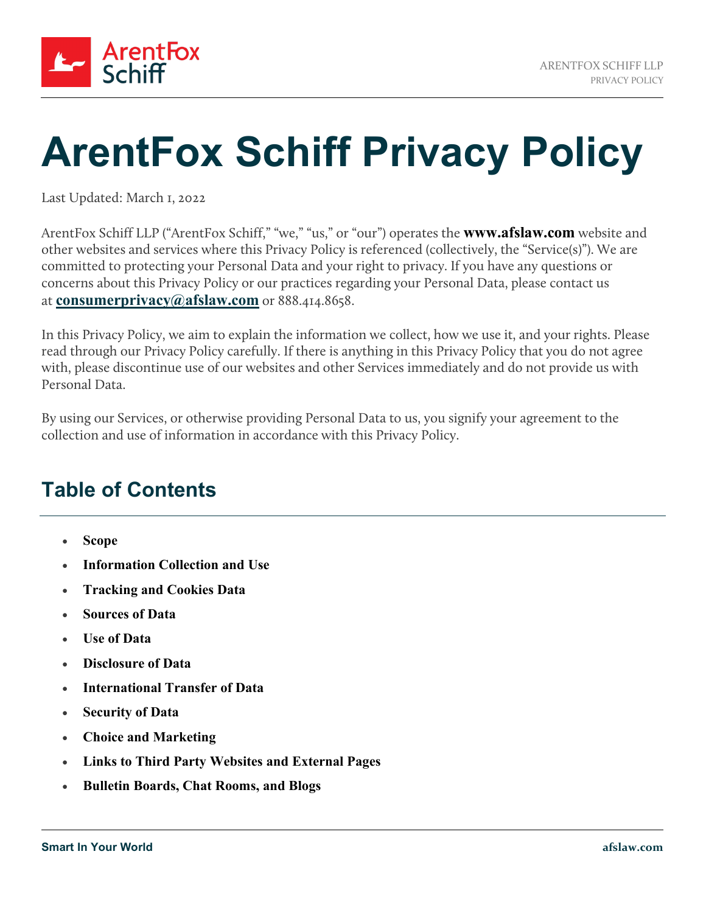# ArentFox Schiff Privacy Policy

Last Updated: March 1, 2022

ArentFox Schiff LLP ("ArentFox Schiff," "we," "us," or "our") operates the **www.afslaw.com** website and other websites and services where this Privacy Policy is referenced (collectively, the "Service(s)"). We are committed to protecting your Personal Data and your right to privacy. If you have any questions or concerns about this Privacy Policy or our practices regarding your Personal Data, please contact us at **consumerprivacy@afslaw.com** or 888.414.8658.

In this Privacy Policy, we aim to explain the information we collect, how we use it, and your rights. Please read through our Privacy Policy carefully. If there is anything in this Privacy Policy that you do not agree with, please discontinue use of our websites and other Services immediately and do not provide us with Personal Data.

By using our Services, or otherwise providing Personal Data to us, you signify your agreement to the collection and use of information in accordance with this Privacy Policy.

## Table of Contents

- **Scope**
- **Information Collection and Use**
- **Tracking and Cookies Data**
- **Sources of Data**
- **Use of Data**
- **Disclosure of Data**
- **International Transfer of Data**
- **Security of Data**
- **Choice and Marketing**
- **Links to Third Party Websites and External Pages**
- **Bulletin Boards, Chat Rooms, and Blogs**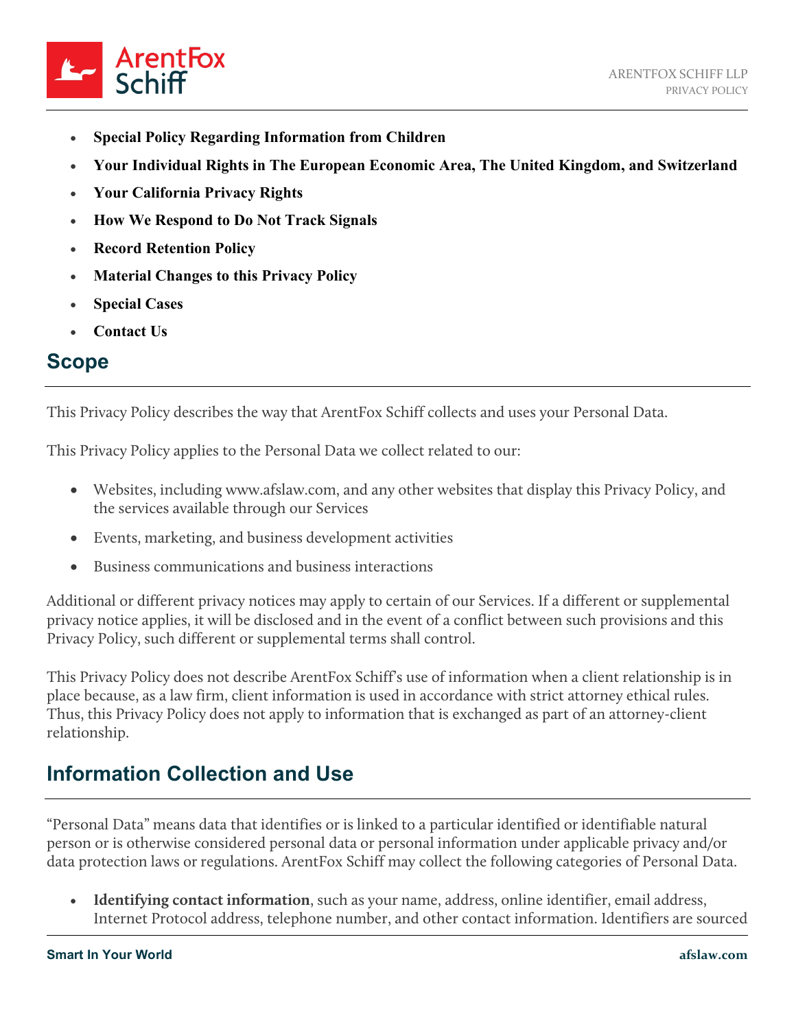- **Special Policy Regarding Information from Children**
- **Your Individual Rights in The European Economic Area, The United Kingdom, and Switzerland**
- **Your California Privacy Rights**
- **How We Respond to Do Not Track Signals**
- **Record Retention Policy**
- **Material Changes to this Privacy Policy**
- **Special Cases**
- **Contact Us**

## Scope

This Privacy Policy describes the way that ArentFox Schiff collects and uses your Personal Data.

This Privacy Policy applies to the Personal Data we collect related to our:

- Websites, including www.afslaw.com, and any other websites that display this Privacy Policy, and the services available through our Services
- Events, marketing, and business development activities
- Business communications and business interactions

Additional or different privacy notices may apply to certain of our Services. If a different or supplemental privacy notice applies, it will be disclosed and in the event of a conflict between such provisions and this Privacy Policy, such different or supplemental terms shall control.

This Privacy Policy does not describe ArentFox Schiff's use of information when a client relationship is in place because, as a law firm, client information is used in accordance with strict attorney ethical rules. Thus, this Privacy Policy does not apply to information that is exchanged as part of an attorney-client relationship.

## Information Collection and Use

"Personal Data" means data that identifies or is linked to a particular identified or identifiable natural person or is otherwise considered personal data or personal information under applicable privacy and/or data protection laws or regulations. ArentFox Schiff may collect the following categories of Personal Data.

- **Identifying contact information**, such as your name, address, online identifier, email address, Internet Protocol address, telephone number, and other contact information. Identifiers are sourced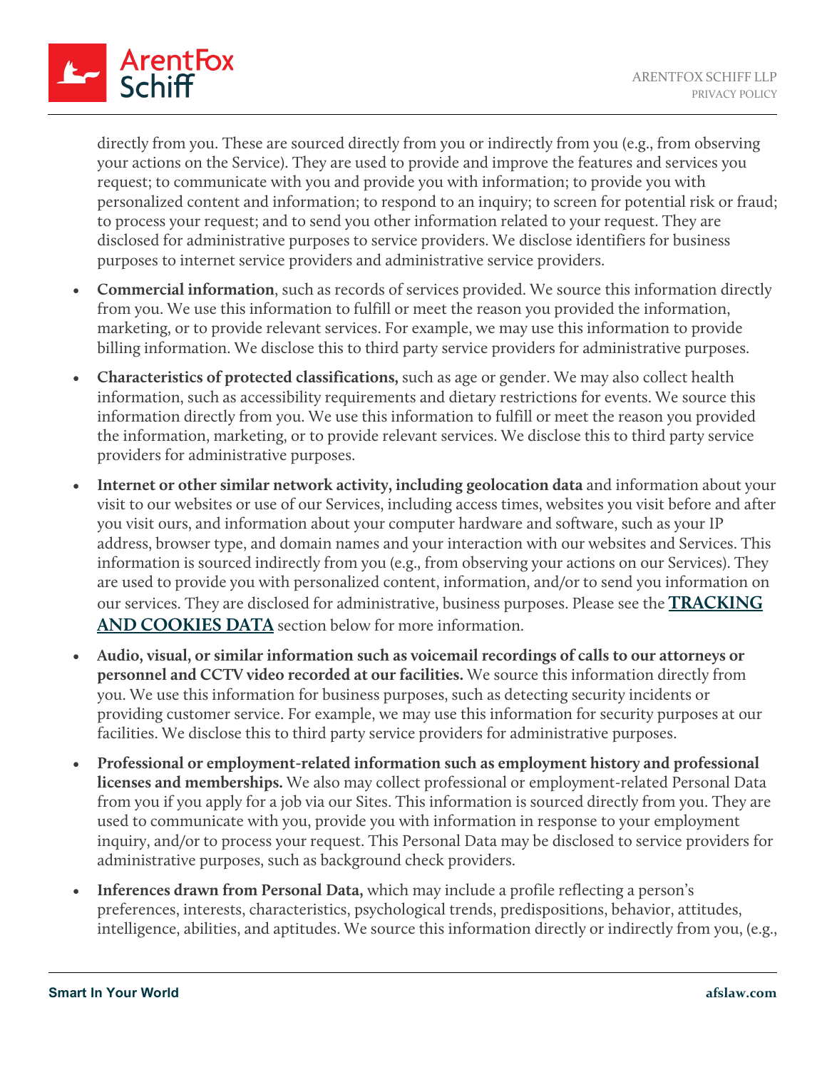directly from you. These are sourced directly from you or indirectly from you (e.g., from observing your actions on the Service). They are used to provide and improve the features and services you request; to communicate with you and provide you with information; to provide you with personalized content and information; to respond to an inquiry; to screen for potential risk or fraud; to process your request; and to send you other information related to your request. They are disclosed for administrative purposes to service providers. We disclose identifiers for business purposes to internet service providers and administrative service providers.

- **Commercial information**, such as records of services provided. We source this information directly from you. We use this information to fulfill or meet the reason you provided the information, marketing, or to provide relevant services. For example, we may use this information to provide billing information. We disclose this to third party service providers for administrative purposes.
- **Characteristics of protected classifications,** such as age or gender. We may also collect health information, such as accessibility requirements and dietary restrictions for events. We source this information directly from you. We use this information to fulfill or meet the reason you provided the information, marketing, or to provide relevant services. We disclose this to third party service providers for administrative purposes.
- **Internet or other similar network activity, including geolocation data** and information about your visit to our websites or use of our Services, including access times, websites you visit before and after you visit ours, and information about your computer hardware and software, such as your IP address, browser type, and domain names and your interaction with our websites and Services. This information is sourced indirectly from you (e.g., from observing your actions on our Services). They are used to provide you with personalized content, information, and/or to send you information on our services. They are disclosed for administrative, business purposes. Please see the **TRACKING AND COOKIES DATA** section below for more information.
- **Audio, visual, or similar information such as voicemail recordings of calls to our attorneys or personnel and CCTV video recorded at our facilities.** We source this information directly from you. We use this information for business purposes, such as detecting security incidents or providing customer service. For example, we may use this information for security purposes at our facilities. We disclose this to third party service providers for administrative purposes.
- **Professional or employment-related information such as employment history and professional licenses and memberships.** We also may collect professional or employment-related Personal Data from you if you apply for a job via our Sites. This information is sourced directly from you. They are used to communicate with you, provide you with information in response to your employment inquiry, and/or to process your request. This Personal Data may be disclosed to service providers for administrative purposes, such as background check providers.
- **Inferences drawn from Personal Data,** which may include a profile reflecting a person's preferences, interests, characteristics, psychological trends, predispositions, behavior, attitudes, intelligence, abilities, and aptitudes. We source this information directly or indirectly from you, (e.g.,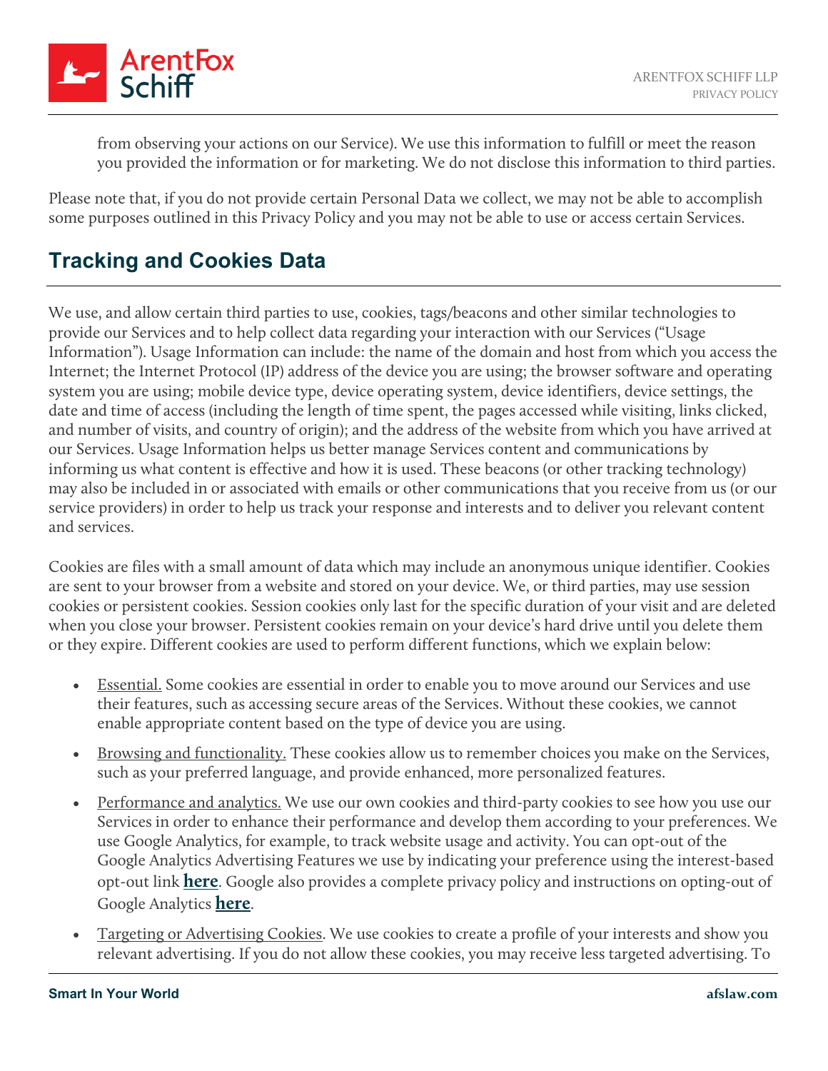from observing your actions on our Service). We use this information to fulfill or meet the reason you provided the information or for marketing. We do not disclose this information to third parties.

Please note that, if you do not provide certain Personal Data we collect, we may not be able to accomplish some purposes outlined in this Privacy Policy and you may not be able to use or access certain Services.

## Tracking and Cookies Data

We use, and allow certain third parties to use, cookies, tags/beacons and other similar technologies to provide our Services and to help collect data regarding your interaction with our Services ("Usage Information"). Usage Information can include: the name of the domain and host from which you access the Internet; the Internet Protocol (IP) address of the device you are using; the browser software and operating system you are using; mobile device type, device operating system, device identifiers, device settings, the date and time of access (including the length of time spent, the pages accessed while visiting, links clicked, and number of visits, and country of origin); and the address of the website from which you have arrived at our Services. Usage Information helps us better manage Services content and communications by informing us what content is effective and how it is used. These beacons (or other tracking technology) may also be included in or associated with emails or other communications that you receive from us (or our service providers) in order to help us track your response and interests and to deliver you relevant content and services.

Cookies are files with a small amount of data which may include an anonymous unique identifier. Cookies are sent to your browser from a website and stored on your device. We, or third parties, may use session cookies or persistent cookies. Session cookies only last for the specific duration of your visit and are deleted when you close your browser. Persistent cookies remain on your device's hard drive until you delete them or they expire. Different cookies are used to perform different functions, which we explain below:

- Essential. Some cookies are essential in order to enable you to move around our Services and use their features, such as accessing secure areas of the Services. Without these cookies, we cannot enable appropriate content based on the type of device you are using.
- Browsing and functionality. These cookies allow us to remember choices you make on the Services, such as your preferred language, and provide enhanced, more personalized features.
- Performance and analytics. We use our own cookies and third-party cookies to see how you use our Services in order to enhance their performance and develop them according to your preferences. We use Google Analytics, for example, to track website usage and activity. You can opt-out of the Google Analytics Advertising Features we use by indicating your preference using the interest-based opt-out link **here**. Google also provides a complete privacy policy and instructions on opting-out of Google Analytics **here**.
- Targeting or Advertising Cookies. We use cookies to create a profile of your interests and show you relevant advertising. If you do not allow these cookies, you may receive less targeted advertising. To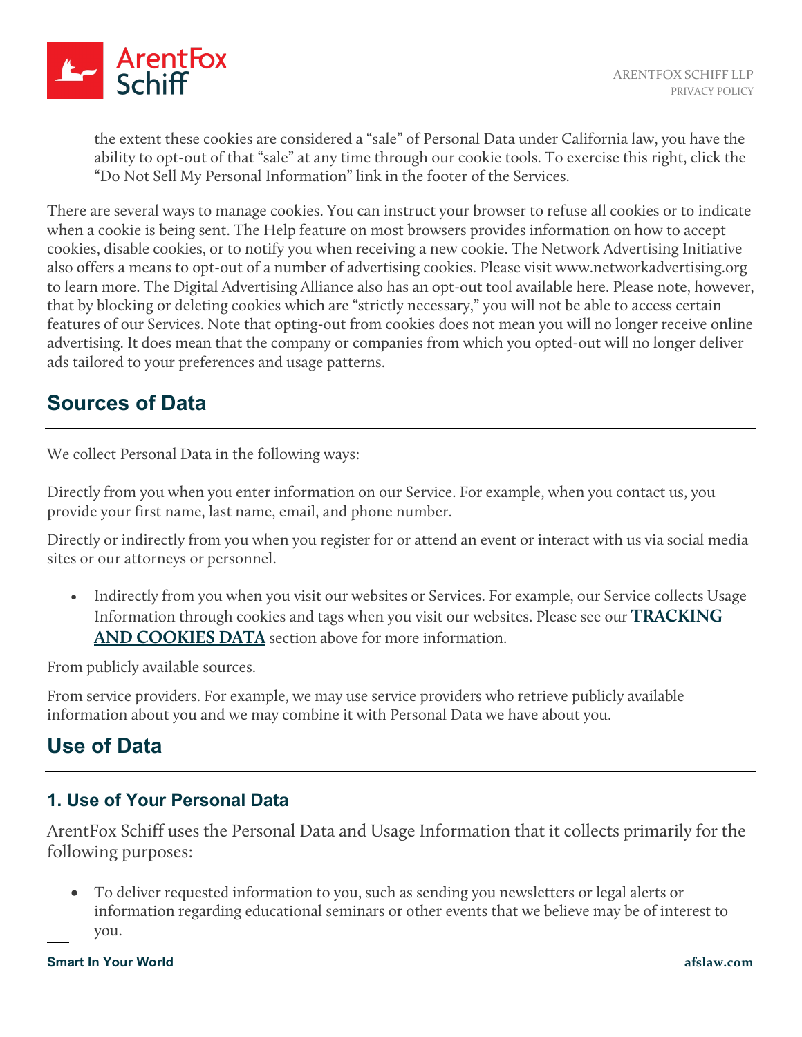the extent these cookies are considered a "sale" of Personal Data under California law, you have the ability to opt-out of that "sale" at any time through our cookie tools. To exercise this right, click the "Do Not Sell My Personal Information" link in the footer of the Services.

There are several ways to manage cookies. You can instruct your browser to refuse all cookies or to indicate when a cookie is being sent. The Help feature on most browsers provides information on how to accept cookies, disable cookies, or to notify you when receiving a new cookie. The Network Advertising Initiative also offers a means to opt-out of a number of advertising cookies. Please visit www.networkadvertising.org to learn more. The Digital Advertising Alliance also has an opt-out tool available here. Please note, however, that by blocking or deleting cookies which are "strictly necessary," you will not be able to access certain features of our Services. Note that opting-out from cookies does not mean you will no longer receive online advertising. It does mean that the company or companies from which you opted-out will no longer deliver ads tailored to your preferences and usage patterns.

## Sources of Data

We collect Personal Data in the following ways:

Directly from you when you enter information on our Service. For example, when you contact us, you provide your first name, last name, email, and phone number.

Directly or indirectly from you when you register for or attend an event or interact with us via social media sites or our attorneys or personnel.

- Indirectly from you when you visit our websites or Services. For example, our Service collects Usage Information through cookies and tags when you visit our websites. Please see our **TRACKING AND COOKIES DATA** section above for more information.

From publicly available sources.

From service providers. For example, we may use service providers who retrieve publicly available information about you and we may combine it with Personal Data we have about you.

## Use of Data

### 1. Use of Your Personal Data

ArentFox Schiff uses the Personal Data and Usage Information that it collects primarily for the following purposes:

- To deliver requested information to you, such as sending you newsletters or legal alerts or information regarding educational seminars or other events that we believe may be of interest to you.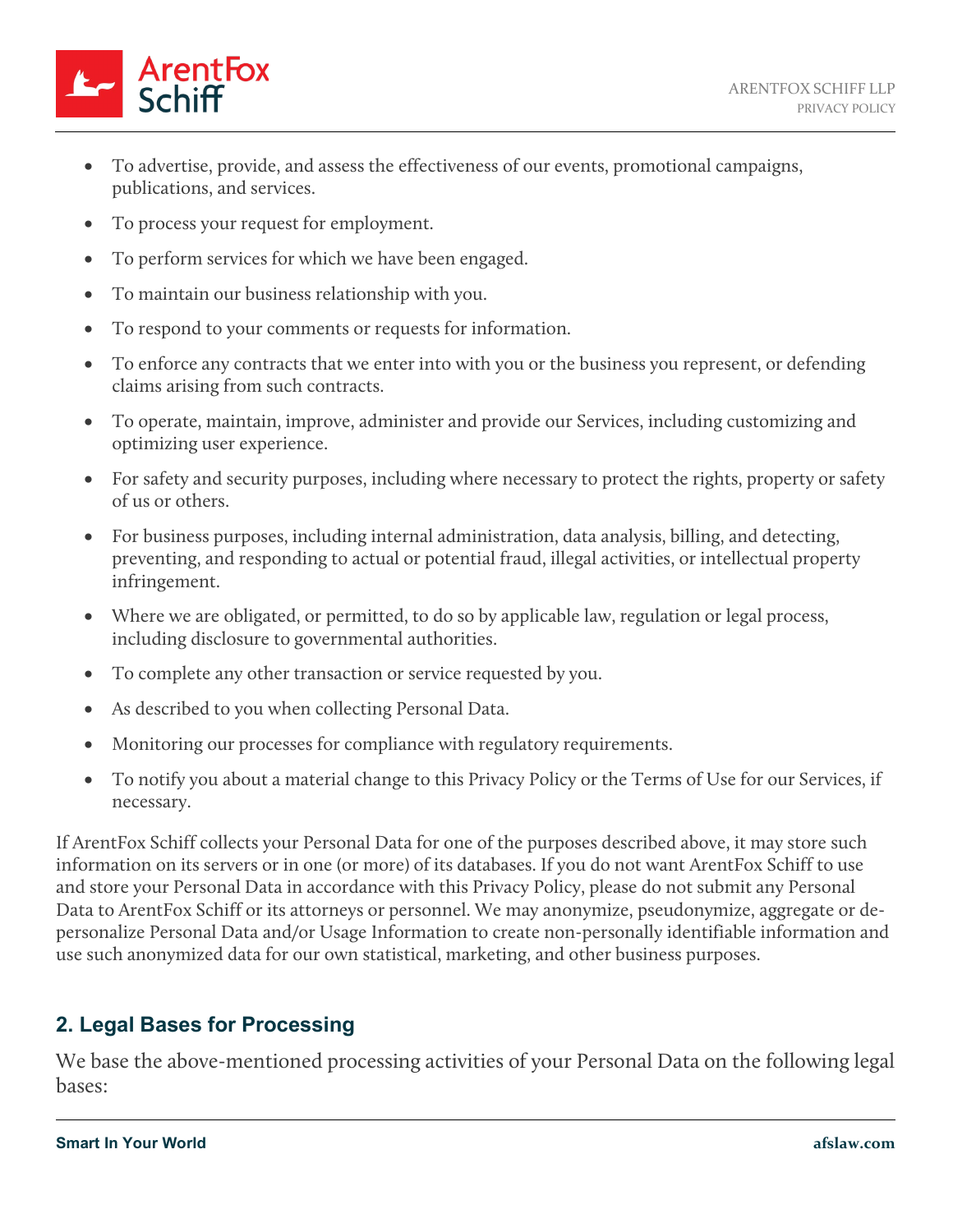- To advertise, provide, and assess the effectiveness of our events, promotional campaigns, publications, and services.
- To process your request for employment.
- To perform services for which we have been engaged.
- To maintain our business relationship with you.
- To respond to your comments or requests for information.
- To enforce any contracts that we enter into with you or the business you represent, or defending claims arising from such contracts.
- To operate, maintain, improve, administer and provide our Services, including customizing and optimizing user experience.
- For safety and security purposes, including where necessary to protect the rights, property or safety of us or others.
- For business purposes, including internal administration, data analysis, billing, and detecting, preventing, and responding to actual or potential fraud, illegal activities, or intellectual property infringement.
- Where we are obligated, or permitted, to do so by applicable law, regulation or legal process, including disclosure to governmental authorities.
- To complete any other transaction or service requested by you.
- As described to you when collecting Personal Data.
- Monitoring our processes for compliance with regulatory requirements.
- To notify you about a material change to this Privacy Policy or the Terms of Use for our Services, if necessary.

If ArentFox Schiff collects your Personal Data for one of the purposes described above, it may store such information on its servers or in one (or more) of its databases. If you do not want ArentFox Schiff to use and store your Personal Data in accordance with this Privacy Policy, please do not submit any Personal Data to ArentFox Schiff or its attorneys or personnel. We may anonymize, pseudonymize, aggregate or de-personalize Personal Data and/or Usage Information to create non-personally identifiable information and use such anonymized data for our own statistical, marketing, and other business purposes.

## 2. Legal Bases for Processing

We base the above-mentioned processing activities of your Personal Data on the following legal bases: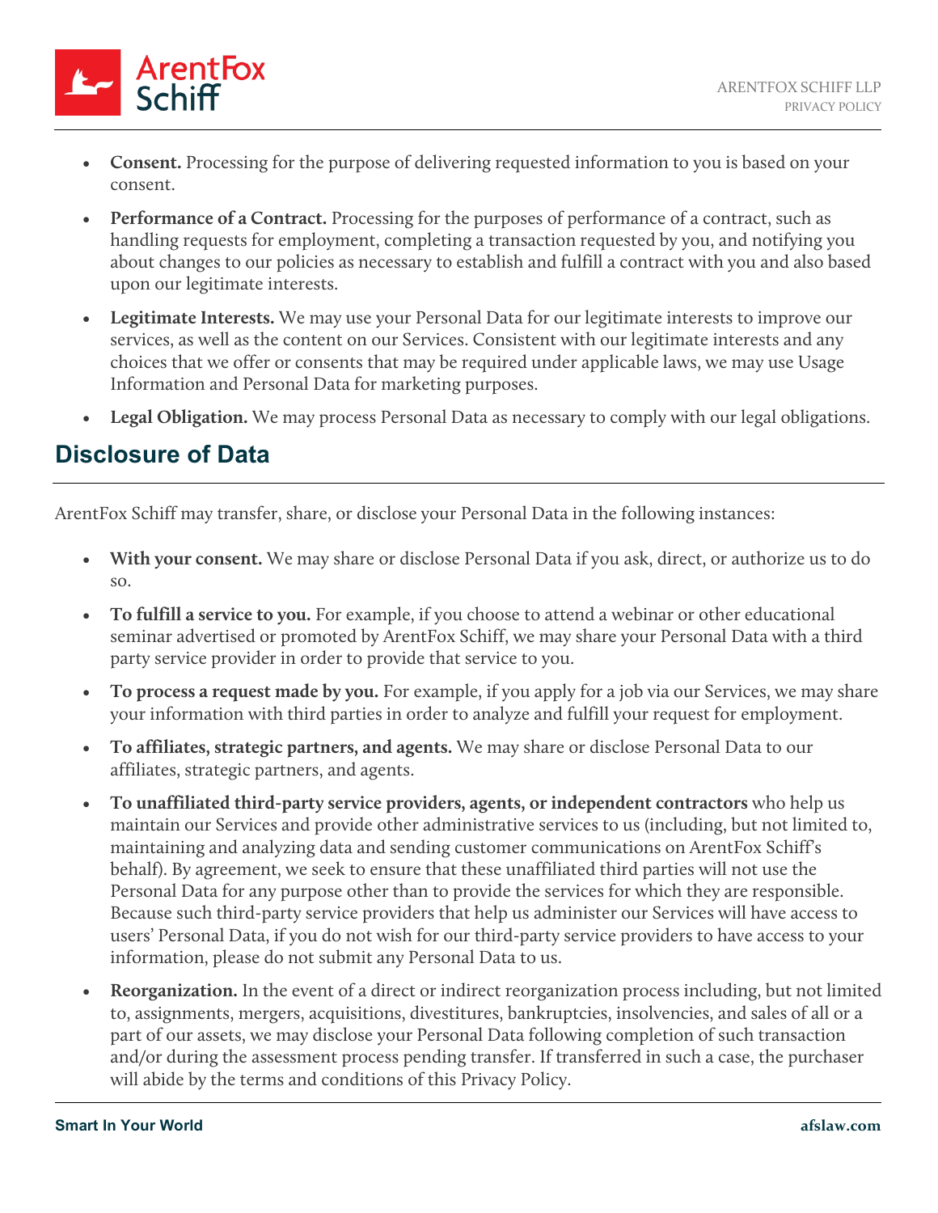- **Consent.** Processing for the purpose of delivering requested information to you is based on your consent.
- **Performance of a Contract.** Processing for the purposes of performance of a contract, such as handling requests for employment, completing a transaction requested by you, and notifying you about changes to our policies as necessary to establish and fulfill a contract with you and also based upon our legitimate interests.
- **Legitimate Interests.** We may use your Personal Data for our legitimate interests to improve our services, as well as the content on our Services. Consistent with our legitimate interests and any choices that we offer or consents that may be required under applicable laws, we may use Usage Information and Personal Data for marketing purposes.
- **Legal Obligation.** We may process Personal Data as necessary to comply with our legal obligations.

## Disclosure of Data

ArentFox Schiff may transfer, share, or disclose your Personal Data in the following instances:

- **With your consent.** We may share or disclose Personal Data if you ask, direct, or authorize us to do so.
- **To fulfill a service to you.** For example, if you choose to attend a webinar or other educational seminar advertised or promoted by ArentFox Schiff, we may share your Personal Data with a third party service provider in order to provide that service to you.
- **To process a request made by you.** For example, if you apply for a job via our Services, we may share your information with third parties in order to analyze and fulfill your request for employment.
- **To affiliates, strategic partners, and agents.** We may share or disclose Personal Data to our affiliates, strategic partners, and agents.
- **To unaffiliated third-party service providers, agents, or independent contractors** who help us maintain our Services and provide other administrative services to us (including, but not limited to, maintaining and analyzing data and sending customer communications on ArentFox Schiff's behalf). By agreement, we seek to ensure that these unaffiliated third parties will not use the Personal Data for any purpose other than to provide the services for which they are responsible. Because such third-party service providers that help us administer our Services will have access to users' Personal Data, if you do not wish for our third-party service providers to have access to your information, please do not submit any Personal Data to us.
- **Reorganization.** In the event of a direct or indirect reorganization process including, but not limited to, assignments, mergers, acquisitions, divestitures, bankruptcies, insolvencies, and sales of all or a part of our assets, we may disclose your Personal Data following completion of such transaction and/or during the assessment process pending transfer. If transferred in such a case, the purchaser will abide by the terms and conditions of this Privacy Policy.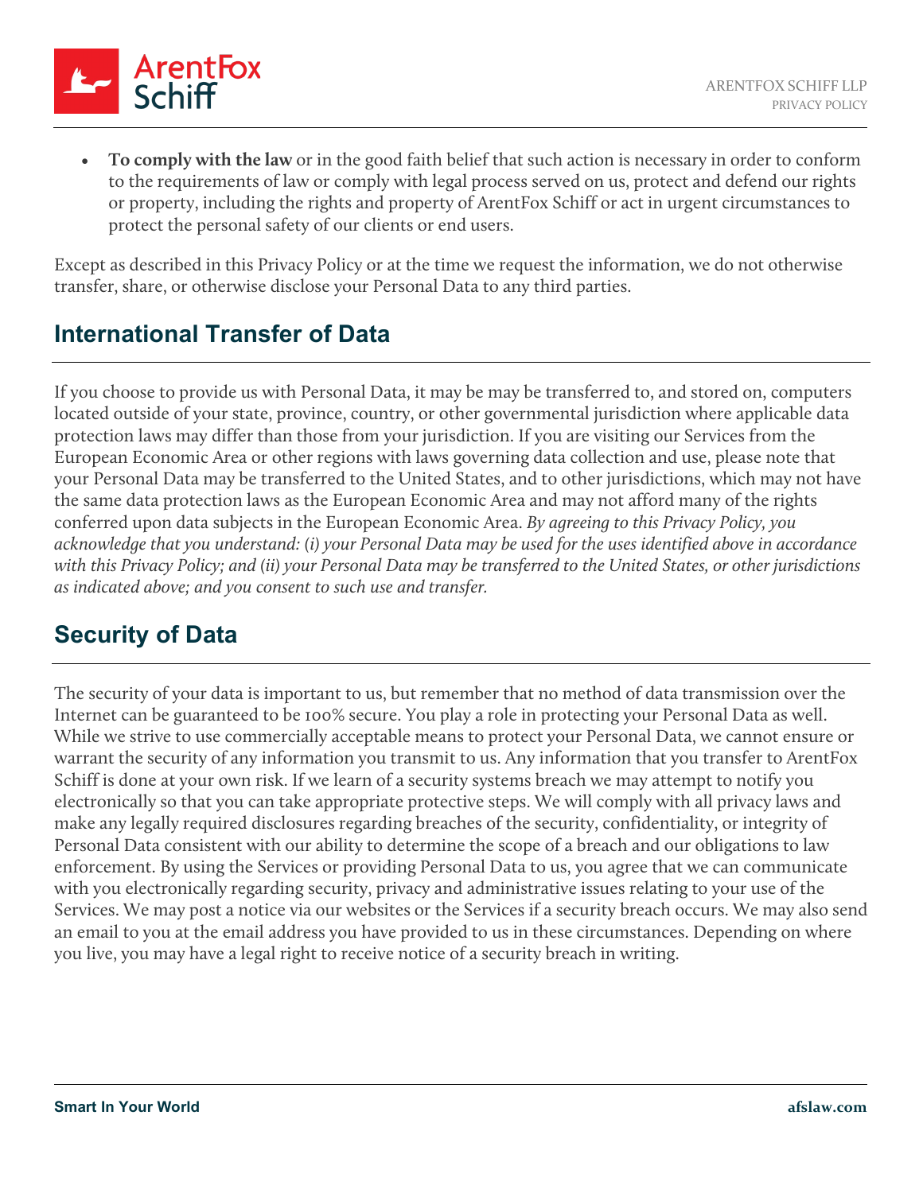- **To comply with the law** or in the good faith belief that such action is necessary in order to conform to the requirements of law or comply with legal process served on us, protect and defend our rights or property, including the rights and property of ArentFox Schiff or act in urgent circumstances to protect the personal safety of our clients or end users.

Except as described in this Privacy Policy or at the time we request the information, we do not otherwise transfer, share, or otherwise disclose your Personal Data to any third parties.

## International Transfer of Data

If you choose to provide us with Personal Data, it may be may be transferred to, and stored on, computers located outside of your state, province, country, or other governmental jurisdiction where applicable data protection laws may differ than those from your jurisdiction. If you are visiting our Services from the European Economic Area or other regions with laws governing data collection and use, please note that your Personal Data may be transferred to the United States, and to other jurisdictions, which may not have the same data protection laws as the European Economic Area and may not afford many of the rights conferred upon data subjects in the European Economic Area. *By agreeing to this Privacy Policy, you acknowledge that you understand: (i) your Personal Data may be used for the uses identified above in accordance with this Privacy Policy; and (ii) your Personal Data may be transferred to the United States, or other jurisdictions as indicated above; and you consent to such use and transfer.*

## Security of Data

The security of your data is important to us, but remember that no method of data transmission over the Internet can be guaranteed to be 100% secure. You play a role in protecting your Personal Data as well. While we strive to use commercially acceptable means to protect your Personal Data, we cannot ensure or warrant the security of any information you transmit to us. Any information that you transfer to ArentFox Schiff is done at your own risk. If we learn of a security systems breach we may attempt to notify you electronically so that you can take appropriate protective steps. We will comply with all privacy laws and make any legally required disclosures regarding breaches of the security, confidentiality, or integrity of Personal Data consistent with our ability to determine the scope of a breach and our obligations to law enforcement. By using the Services or providing Personal Data to us, you agree that we can communicate with you electronically regarding security, privacy and administrative issues relating to your use of the Services. We may post a notice via our websites or the Services if a security breach occurs. We may also send an email to you at the email address you have provided to us in these circumstances. Depending on where you live, you may have a legal right to receive notice of a security breach in writing.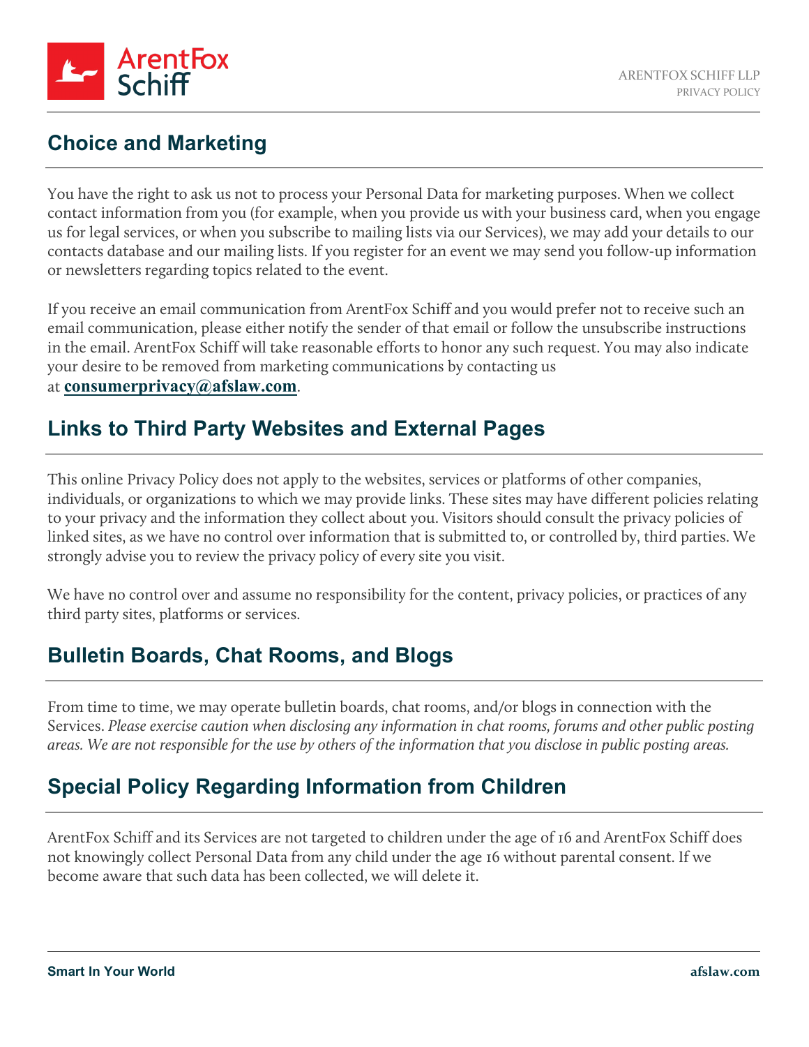## Choice and Marketing

You have the right to ask us not to process your Personal Data for marketing purposes. When we collect contact information from you (for example, when you provide us with your business card, when you engage us for legal services, or when you subscribe to mailing lists via our Services), we may add your details to our contacts database and our mailing lists. If you register for an event we may send you follow-up information or newsletters regarding topics related to the event.

If you receive an email communication from ArentFox Schiff and you would prefer not to receive such an email communication, please either notify the sender of that email or follow the unsubscribe instructions in the email. ArentFox Schiff will take reasonable efforts to honor any such request. You may also indicate your desire to be removed from marketing communications by contacting us at **consumerprivacy@afslaw.com**.

## Links to Third Party Websites and External Pages

This online Privacy Policy does not apply to the websites, services or platforms of other companies, individuals, or organizations to which we may provide links. These sites may have different policies relating to your privacy and the information they collect about you. Visitors should consult the privacy policies of linked sites, as we have no control over information that is submitted to, or controlled by, third parties. We strongly advise you to review the privacy policy of every site you visit.

We have no control over and assume no responsibility for the content, privacy policies, or practices of any third party sites, platforms or services.

## Bulletin Boards, Chat Rooms, and Blogs

From time to time, we may operate bulletin boards, chat rooms, and/or blogs in connection with the Services. *Please exercise caution when disclosing any information in chat rooms, forums and other public posting areas. We are not responsible for the use by others of the information that you disclose in public posting areas.*

## Special Policy Regarding Information from Children

ArentFox Schiff and its Services are not targeted to children under the age of 16 and ArentFox Schiff does not knowingly collect Personal Data from any child under the age 16 without parental consent. If we become aware that such data has been collected, we will delete it.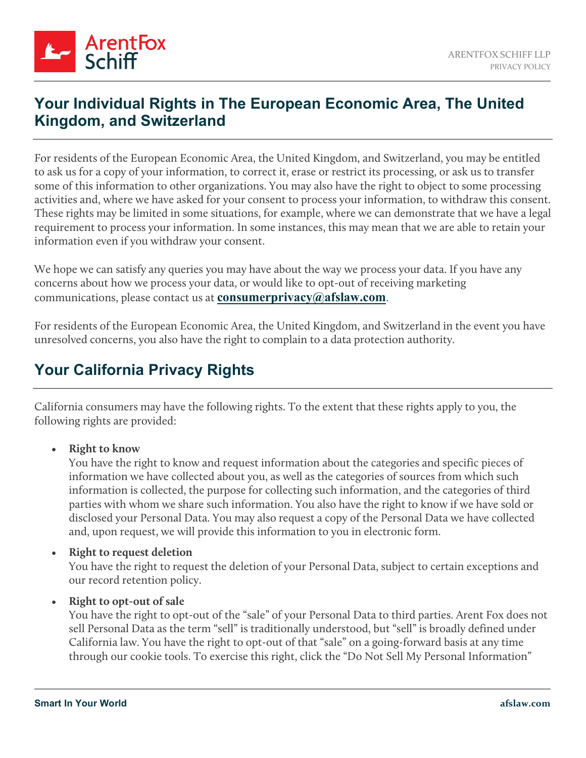## Your Individual Rights in The European Economic Area, The United Kingdom, and Switzerland

For residents of the European Economic Area, the United Kingdom, and Switzerland, you may be entitled to ask us for a copy of your information, to correct it, erase or restrict its processing, or ask us to transfer some of this information to other organizations. You may also have the right to object to some processing activities and, where we have asked for your consent to process your information, to withdraw this consent. These rights may be limited in some situations, for example, where we can demonstrate that we have a legal requirement to process your information. In some instances, this may mean that we are able to retain your information even if you withdraw your consent.

We hope we can satisfy any queries you may have about the way we process your data. If you have any concerns about how we process your data, or would like to opt-out of receiving marketing communications, please contact us at **consumerprivacy@afslaw.com**.

For residents of the European Economic Area, the United Kingdom, and Switzerland in the event you have unresolved concerns, you also have the right to complain to a data protection authority.

## Your California Privacy Rights

California consumers may have the following rights. To the extent that these rights apply to you, the following rights are provided:

- **Right to know**
  You have the right to know and request information about the categories and specific pieces of information we have collected about you, as well as the categories of sources from which such information is collected, the purpose for collecting such information, and the categories of third parties with whom we share such information. You also have the right to know if we have sold or disclosed your Personal Data. You may also request a copy of the Personal Data we have collected and, upon request, we will provide this information to you in electronic form.
- **Right to request deletion**
  You have the right to request the deletion of your Personal Data, subject to certain exceptions and our record retention policy.
- **Right to opt-out of sale**
  You have the right to opt-out of the "sale" of your Personal Data to third parties. Arent Fox does not sell Personal Data as the term "sell" is traditionally understood, but "sell" is broadly defined under California law. You have the right to opt-out of that "sale" on a going-forward basis at any time through our cookie tools. To exercise this right, click the "Do Not Sell My Personal Information"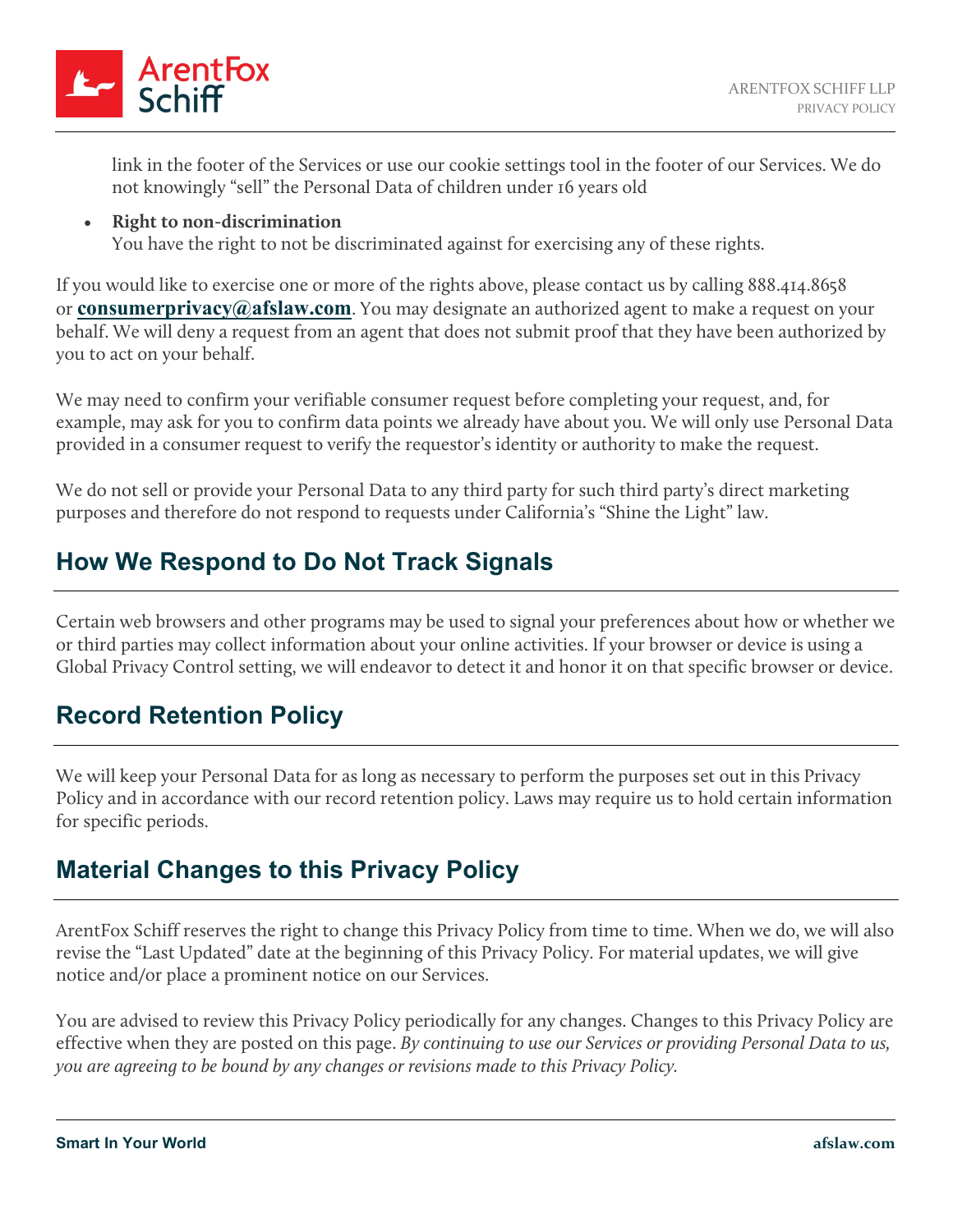link in the footer of the Services or use our cookie settings tool in the footer of our Services. We do not knowingly "sell" the Personal Data of children under 16 years old

- **Right to non-discrimination**
  You have the right to not be discriminated against for exercising any of these rights.

If you would like to exercise one or more of the rights above, please contact us by calling 888.414.8658 or **consumerprivacy@afslaw.com**. You may designate an authorized agent to make a request on your behalf. We will deny a request from an agent that does not submit proof that they have been authorized by you to act on your behalf.

We may need to confirm your verifiable consumer request before completing your request, and, for example, may ask for you to confirm data points we already have about you. We will only use Personal Data provided in a consumer request to verify the requestor's identity or authority to make the request.

We do not sell or provide your Personal Data to any third party for such third party's direct marketing purposes and therefore do not respond to requests under California's "Shine the Light" law.

## How We Respond to Do Not Track Signals

Certain web browsers and other programs may be used to signal your preferences about how or whether we or third parties may collect information about your online activities. If your browser or device is using a Global Privacy Control setting, we will endeavor to detect it and honor it on that specific browser or device.

## Record Retention Policy

We will keep your Personal Data for as long as necessary to perform the purposes set out in this Privacy Policy and in accordance with our record retention policy. Laws may require us to hold certain information for specific periods.

## Material Changes to this Privacy Policy

ArentFox Schiff reserves the right to change this Privacy Policy from time to time. When we do, we will also revise the "Last Updated" date at the beginning of this Privacy Policy. For material updates, we will give notice and/or place a prominent notice on our Services.

You are advised to review this Privacy Policy periodically for any changes. Changes to this Privacy Policy are effective when they are posted on this page. *By continuing to use our Services or providing Personal Data to us, you are agreeing to be bound by any changes or revisions made to this Privacy Policy.*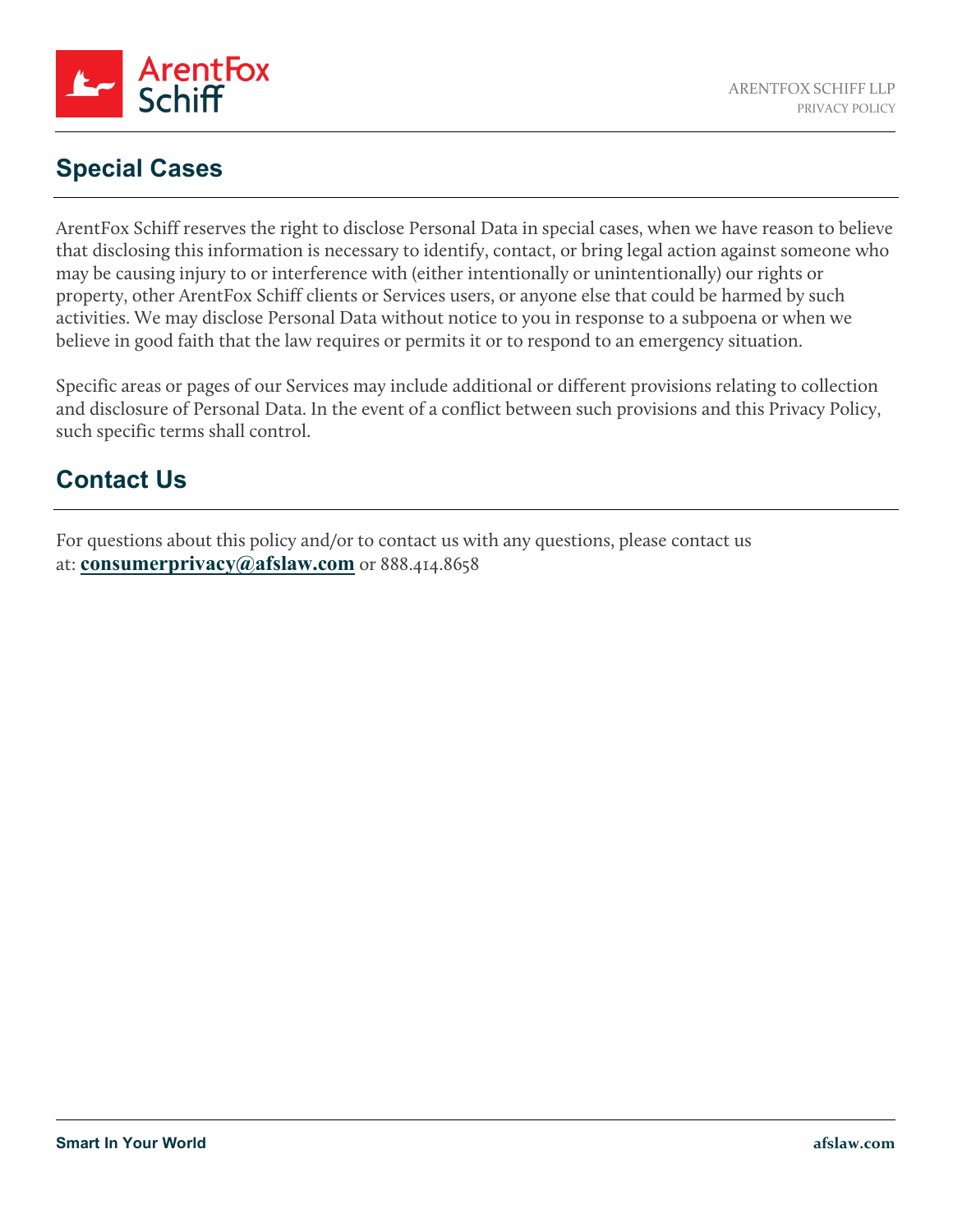## Special Cases

ArentFox Schiff reserves the right to disclose Personal Data in special cases, when we have reason to believe that disclosing this information is necessary to identify, contact, or bring legal action against someone who may be causing injury to or interference with (either intentionally or unintentionally) our rights or property, other ArentFox Schiff clients or Services users, or anyone else that could be harmed by such activities. We may disclose Personal Data without notice to you in response to a subpoena or when we believe in good faith that the law requires or permits it or to respond to an emergency situation.

Specific areas or pages of our Services may include additional or different provisions relating to collection and disclosure of Personal Data. In the event of a conflict between such provisions and this Privacy Policy, such specific terms shall control.

## Contact Us

For questions about this policy and/or to contact us with any questions, please contact us at: **consumerprivacy@afslaw.com** or 888.414.8658